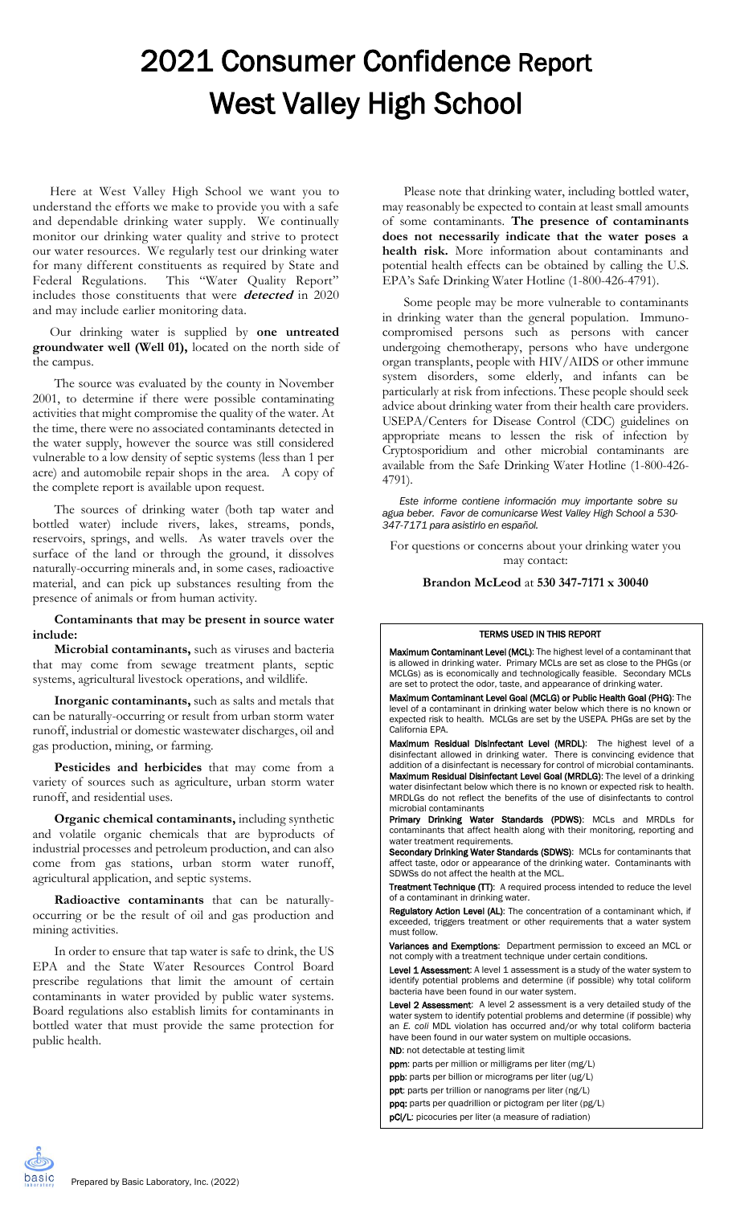# 2021 Consumer Confidence Report
# West Valley High School

Here at West Valley High School we want you to understand the efforts we make to provide you with a safe and dependable drinking water supply. We continually monitor our drinking water quality and strive to protect our water resources. We regularly test our drinking water for many different constituents as required by State and Federal Regulations. This "Water Quality Report" includes those constituents that were ***detected*** in 2020 and may include earlier monitoring data.

Our drinking water is supplied by **one untreated groundwater well (Well 01),** located on the north side of the campus.

The source was evaluated by the county in November 2001, to determine if there were possible contaminating activities that might compromise the quality of the water. At the time, there were no associated contaminants detected in the water supply, however the source was still considered vulnerable to a low density of septic systems (less than 1 per acre) and automobile repair shops in the area. A copy of the complete report is available upon request.

The sources of drinking water (both tap water and bottled water) include rivers, lakes, streams, ponds, reservoirs, springs, and wells. As water travels over the surface of the land or through the ground, it dissolves naturally-occurring minerals and, in some cases, radioactive material, and can pick up substances resulting from the presence of animals or from human activity.

**Contaminants that may be present in source water include:**

**Microbial contaminants,** such as viruses and bacteria that may come from sewage treatment plants, septic systems, agricultural livestock operations, and wildlife.

**Inorganic contaminants,** such as salts and metals that can be naturally-occurring or result from urban storm water runoff, industrial or domestic wastewater discharges, oil and gas production, mining, or farming.

**Pesticides and herbicides** that may come from a variety of sources such as agriculture, urban storm water runoff, and residential uses.

**Organic chemical contaminants,** including synthetic and volatile organic chemicals that are byproducts of industrial processes and petroleum production, and can also come from gas stations, urban storm water runoff, agricultural application, and septic systems.

**Radioactive contaminants** that can be naturally-occurring or be the result of oil and gas production and mining activities.

In order to ensure that tap water is safe to drink, the US EPA and the State Water Resources Control Board prescribe regulations that limit the amount of certain contaminants in water provided by public water systems. Board regulations also establish limits for contaminants in bottled water that must provide the same protection for public health.

Please note that drinking water, including bottled water, may reasonably be expected to contain at least small amounts of some contaminants. **The presence of contaminants does not necessarily indicate that the water poses a health risk.** More information about contaminants and potential health effects can be obtained by calling the U.S. EPA's Safe Drinking Water Hotline (1-800-426-4791).

Some people may be more vulnerable to contaminants in drinking water than the general population. Immuno-compromised persons such as persons with cancer undergoing chemotherapy, persons who have undergone organ transplants, people with HIV/AIDS or other immune system disorders, some elderly, and infants can be particularly at risk from infections. These people should seek advice about drinking water from their health care providers. USEPA/Centers for Disease Control (CDC) guidelines on appropriate means to lessen the risk of infection by Cryptosporidium and other microbial contaminants are available from the Safe Drinking Water Hotline (1-800-426-4791).

*Este informe contiene información muy importante sobre su agua beber. Favor de comunicarse West Valley High School a 530-347-7171 para asistirlo en español.*

For questions or concerns about your drinking water you may contact:

**Brandon McLeod** at **530 347-7171 x 30040**

## TERMS USED IN THIS REPORT

**Maximum Contaminant Level (MCL)**: The highest level of a contaminant that is allowed in drinking water. Primary MCLs are set as close to the PHGs (or MCLGs) as is economically and technologically feasible. Secondary MCLs are set to protect the odor, taste, and appearance of drinking water.

**Maximum Contaminant Level Goal (MCLG) or Public Health Goal (PHG)**: The level of a contaminant in drinking water below which there is no known or expected risk to health. MCLGs are set by the USEPA. PHGs are set by the California EPA.

**Maximum Residual Disinfectant Level (MRDL)**: The highest level of a disinfectant allowed in drinking water. There is convincing evidence that addition of a disinfectant is necessary for control of microbial contaminants.

**Maximum Residual Disinfectant Level Goal (MRDLG)**: The level of a drinking water disinfectant below which there is no known or expected risk to health. MRDLGs do not reflect the benefits of the use of disinfectants to control microbial contaminants

**Primary Drinking Water Standards (PDWS)**: MCLs and MRDLs for contaminants that affect health along with their monitoring, reporting and water treatment requirements.

**Secondary Drinking Water Standards (SDWS)**: MCLs for contaminants that affect taste, odor or appearance of the drinking water. Contaminants with SDWSs do not affect the health at the MCL.

**Treatment Technique (TT)**: A required process intended to reduce the level of a contaminant in drinking water.

**Regulatory Action Level (AL)**: The concentration of a contaminant which, if exceeded, triggers treatment or other requirements that a water system must follow.

**Variances and Exemptions**: Department permission to exceed an MCL or not comply with a treatment technique under certain conditions.

**Level 1 Assessment**: A level 1 assessment is a study of the water system to identify potential problems and determine (if possible) why total coliform bacteria have been found in our water system.

**Level 2 Assessment**: A level 2 assessment is a very detailed study of the water system to identify potential problems and determine (if possible) why an *E. coli* MDL violation has occurred and/or why total coliform bacteria have been found in our water system on multiple occasions.

**ND**: not detectable at testing limit

**ppm**: parts per million or milligrams per liter (mg/L)

**ppb**: parts per billion or micrograms per liter (ug/L)

**ppt**: parts per trillion or nanograms per liter (ng/L)

**ppq:** parts per quadrillion or pictogram per liter (pg/L)

**pCi/L**: picocuries per liter (a measure of radiation)

Prepared by Basic Laboratory, Inc. (2022)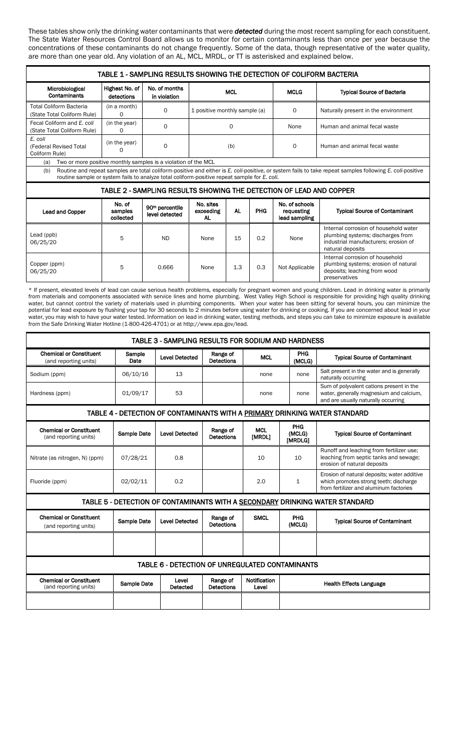These tables show only the drinking water contaminants that were ***detected*** during the most recent sampling for each constituent. The State Water Resources Control Board allows us to monitor for certain contaminants less than once per year because the concentrations of these contaminants do not change frequently. Some of the data, though representative of the water quality, are more than one year old. Any violation of an AL, MCL, MRDL, or TT is asterisked and explained below.

## TABLE 1 - SAMPLING RESULTS SHOWING THE DETECTION OF COLIFORM BACTERIA

| Microbiological Contaminants | Highest No. of detections | No. of months in violation | MCL | MCLG | Typical Source of Bacteria |
|---|---|---|---|---|---|
| Total Coliform Bacteria (State Total Coliform Rule) | (in a month) 0 | 0 | 1 positive monthly sample (a) | 0 | Naturally present in the environment |
| Fecal Coliform and *E. coli* (State Total Coliform Rule) | (in the year) 0 | 0 | 0 | None | Human and animal fecal waste |
| *E. coli* (Federal Revised Total Coliform Rule) | (in the year) 0 | 0 | (b) | 0 | Human and animal fecal waste |

(a) Two or more positive monthly samples is a violation of the MCL

(b) Routine and repeat samples are total coliform-positive and either is *E. coli*-positive, or system fails to take repeat samples following *E. coli*-positive routine sample or system fails to analyze total coliform-positive repeat sample for *E. coli*.

## TABLE 2 - SAMPLING RESULTS SHOWING THE DETECTION OF LEAD AND COPPER

| Lead and Copper | No. of samples collected | 90th percentile level detected | No. sites exceeding AL | AL | PHG | No. of schools requesting lead sampling | Typical Source of Contaminant |
|---|---|---|---|---|---|---|---|
| Lead (ppb) 06/25/20 | 5 | ND | None | 15 | 0.2 | None | Internal corrosion of household water plumbing systems; discharges from industrial manufacturers; erosion of natural deposits |
| Copper (ppm) 06/25/20 | 5 | 0.666 | None | 1.3 | 0.3 | Not Applicable | Internal corrosion of household plumbing systems; erosion of natural deposits; leaching from wood preservatives |

* If present, elevated levels of lead can cause serious health problems, especially for pregnant women and young children. Lead in drinking water is primarily from materials and components associated with service lines and home plumbing. West Valley High School is responsible for providing high quality drinking water, but cannot control the variety of materials used in plumbing components. When your water has been sitting for several hours, you can minimize the potential for lead exposure by flushing your tap for 30 seconds to 2 minutes before using water for drinking or cooking. If you are concerned about lead in your water, you may wish to have your water tested. Information on lead in drinking water, testing methods, and steps you can take to minimize exposure is available from the Safe Drinking Water Hotline (1-800-426-4701) or at http://www.epa.gov/lead.

## TABLE 3 - SAMPLING RESULTS FOR SODIUM AND HARDNESS

| Chemical or Constituent (and reporting units) | Sample Date | Level Detected | Range of Detections | MCL | PHG (MCLG) | Typical Source of Contaminant |
|---|---|---|---|---|---|---|
| Sodium (ppm) | 06/10/16 | 13 | | none | none | Salt present in the water and is generally naturally occurring |
| Hardness (ppm) | 01/09/17 | 53 | | none | none | Sum of polyvalent cations present in the water, generally magnesium and calcium, and are usually naturally occurring |

## TABLE 4 - DETECTION OF CONTAMINANTS WITH A PRIMARY DRINKING WATER STANDARD

| Chemical or Constituent (and reporting units) | Sample Date | Level Detected | Range of Detections | MCL [MRDL] | PHG (MCLG) [MRDLG] | Typical Source of Contaminant |
|---|---|---|---|---|---|---|
| Nitrate (as nitrogen, N) (ppm) | 07/28/21 | 0.8 | | 10 | 10 | Runoff and leaching from fertilizer use; leaching from septic tanks and sewage; erosion of natural deposits |
| Fluoride (ppm) | 02/02/11 | 0.2 | | 2.0 | 1 | Erosion of natural deposits; water additive which promotes strong teeth; discharge from fertilizer and aluminum factories |

## TABLE 5 - DETECTION OF CONTAMINANTS WITH A SECONDARY DRINKING WATER STANDARD

| Chemical or Constituent (and reporting units) | Sample Date | Level Detected | Range of Detections | SMCL | PHG (MCLG) | Typical Source of Contaminant |
|---|---|---|---|---|---|---|
| | | | | | | |

## TABLE 6 - DETECTION OF UNREGULATED CONTAMINANTS

| Chemical or Constituent (and reporting units) | Sample Date | Level Detected | Range of Detections | Notification Level | Health Effects Language |
|---|---|---|---|---|---|
| | | | | | |